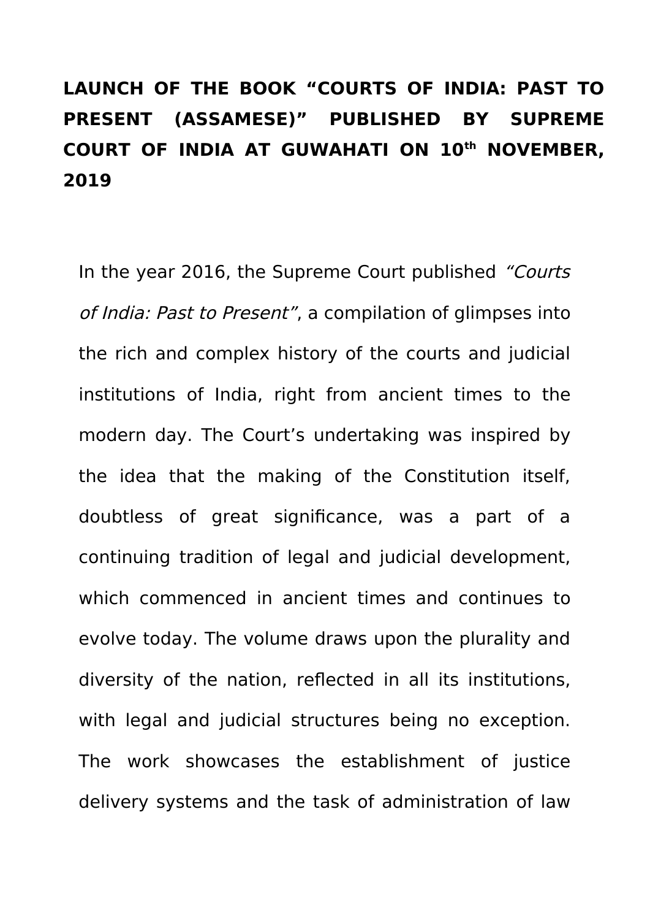# LAUNCH OF THE BOOK "COURTS OF INDIA: PAST TO PRESENT (ASSAMESE)" PUBLISHED BY SUPREME COURT OF INDIA AT GUWAHATI ON 10th NOVEMBER, 2019

In the year 2016, the Supreme Court published *"Courts of India: Past to Present"*, a compilation of glimpses into the rich and complex history of the courts and judicial institutions of India, right from ancient times to the modern day. The Court's undertaking was inspired by the idea that the making of the Constitution itself, doubtless of great significance, was a part of a continuing tradition of legal and judicial development, which commenced in ancient times and continues to evolve today. The volume draws upon the plurality and diversity of the nation, reflected in all its institutions, with legal and judicial structures being no exception. The work showcases the establishment of justice delivery systems and the task of administration of law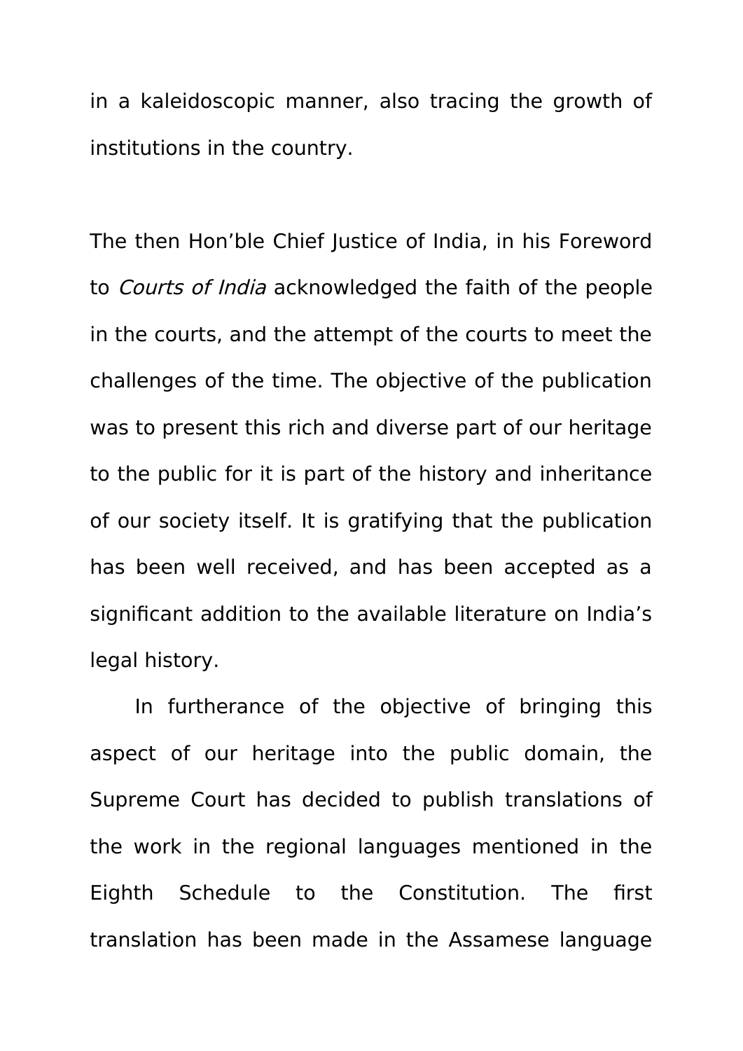in a kaleidoscopic manner, also tracing the growth of institutions in the country.

The then Hon'ble Chief Justice of India, in his Foreword to *Courts of India* acknowledged the faith of the people in the courts, and the attempt of the courts to meet the challenges of the time. The objective of the publication was to present this rich and diverse part of our heritage to the public for it is part of the history and inheritance of our society itself. It is gratifying that the publication has been well received, and has been accepted as a significant addition to the available literature on India's legal history.

In furtherance of the objective of bringing this aspect of our heritage into the public domain, the Supreme Court has decided to publish translations of the work in the regional languages mentioned in the Eighth Schedule to the Constitution. The first translation has been made in the Assamese language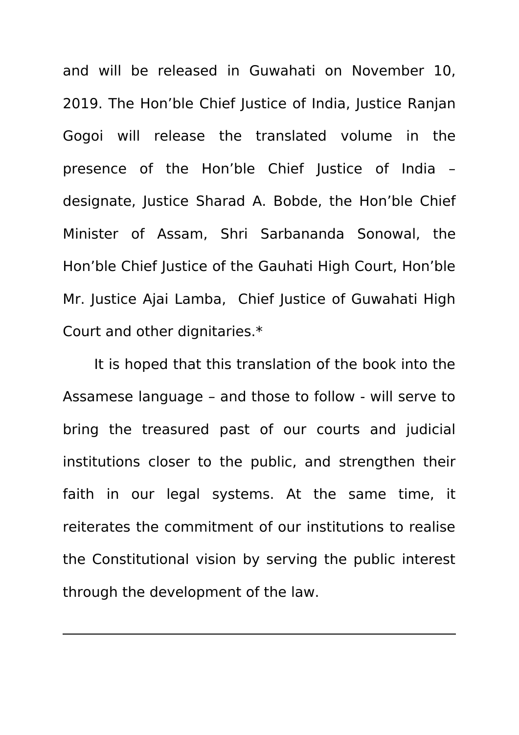and will be released in Guwahati on November 10, 2019. The Hon'ble Chief Justice of India, Justice Ranjan Gogoi will release the translated volume in the presence of the Hon'ble Chief Justice of India – designate, Justice Sharad A. Bobde, the Hon'ble Chief Minister of Assam, Shri Sarbananda Sonowal, the Hon'ble Chief Justice of the Gauhati High Court, Hon'ble Mr. Justice Ajai Lamba, Chief Justice of Guwahati High Court and other dignitaries.*

It is hoped that this translation of the book into the Assamese language – and those to follow - will serve to bring the treasured past of our courts and judicial institutions closer to the public, and strengthen their faith in our legal systems. At the same time, it reiterates the commitment of our institutions to realise the Constitutional vision by serving the public interest through the development of the law.

---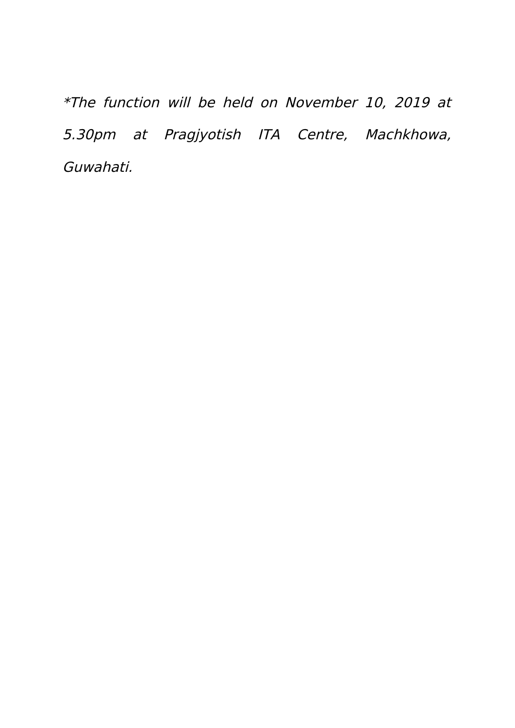*\*The function will be held on November 10, 2019 at 5.30pm at Pragjyotish ITA Centre, Machkhowa, Guwahati.*

_*The function will be held on November 10, 2019 at 5.30pm at Pragjyotish ITA Centre, Machkhowa, Guwahati._